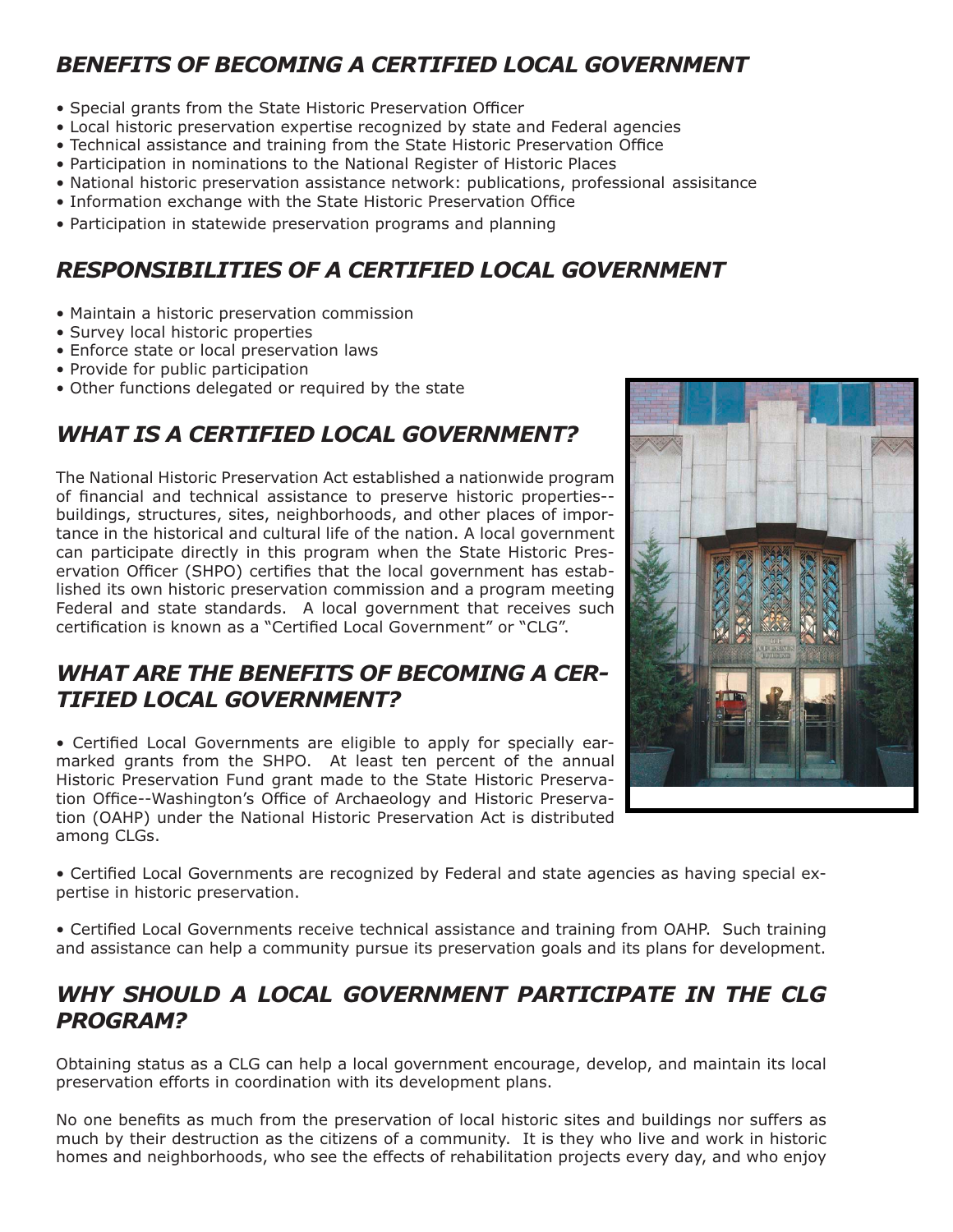## BENEFITS OF BECOMING A CERTIFIED LOCAL GOVERNMENT

- Special grants from the State Historic Preservation Officer
- Local historic preservation expertise recognized by state and Federal agencies
- Technical assistance and training from the State Historic Preservation Office
- Participation in nominations to the National Register of Historic Places
- National historic preservation assistance network: publications, professional assisitance
- Information exchange with the State Historic Preservation Office
- Participation in statewide preservation programs and planning

## RESPONSIBILITIES OF A CERTIFIED LOCAL GOVERNMENT

- Maintain a historic preservation commission
- Survey local historic properties
- Enforce state or local preservation laws
- Provide for public participation
- Other functions delegated or required by the state

## WHAT IS A CERTIFIED LOCAL GOVERNMENT?

The National Historic Preservation Act established a nationwide program of financial and technical assistance to preserve historic properties--buildings, structures, sites, neighborhoods, and other places of importance in the historical and cultural life of the nation. A local government can participate directly in this program when the State Historic Preservation Officer (SHPO) certifies that the local government has established its own historic preservation commission and a program meeting Federal and state standards. A local government that receives such certification is known as a "Certified Local Government" or "CLG".

## WHAT ARE THE BENEFITS OF BECOMING A CERTIFIED LOCAL GOVERNMENT?

- Certified Local Governments are eligible to apply for specially earmarked grants from the SHPO. At least ten percent of the annual Historic Preservation Fund grant made to the State Historic Preservation Office--Washington's Office of Archaeology and Historic Preservation (OAHP) under the National Historic Preservation Act is distributed among CLGs.

- Certified Local Governments are recognized by Federal and state agencies as having special expertise in historic preservation.

- Certified Local Governments receive technical assistance and training from OAHP. Such training and assistance can help a community pursue its preservation goals and its plans for development.

## WHY SHOULD A LOCAL GOVERNMENT PARTICIPATE IN THE CLG PROGRAM?

Obtaining status as a CLG can help a local government encourage, develop, and maintain its local preservation efforts in coordination with its development plans.

No one benefits as much from the preservation of local historic sites and buildings nor suffers as much by their destruction as the citizens of a community. It is they who live and work in historic homes and neighborhoods, who see the effects of rehabilitation projects every day, and who enjoy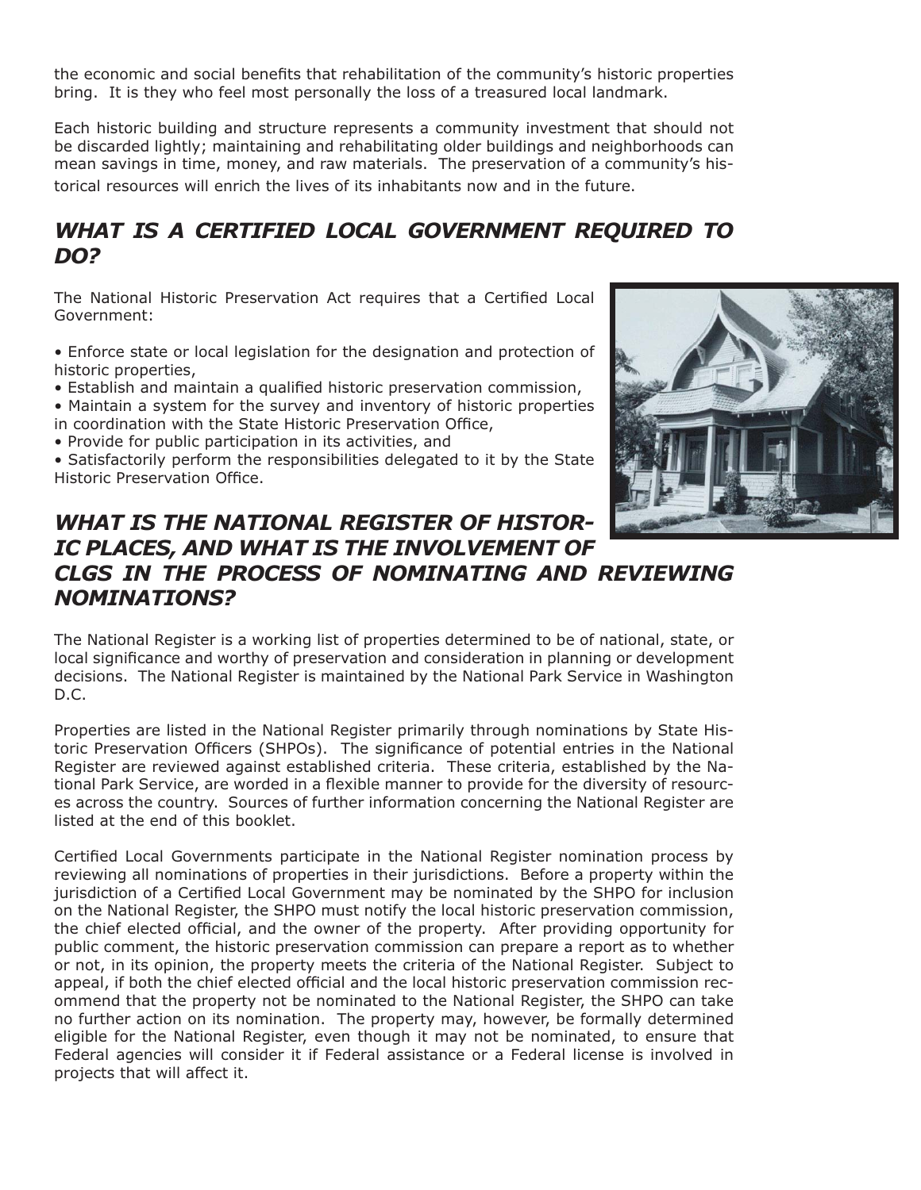the economic and social benefits that rehabilitation of the community's historic properties bring. It is they who feel most personally the loss of a treasured local landmark.

Each historic building and structure represents a community investment that should not be discarded lightly; maintaining and rehabilitating older buildings and neighborhoods can mean savings in time, money, and raw materials. The preservation of a community's historical resources will enrich the lives of its inhabitants now and in the future.

## *WHAT IS A CERTIFIED LOCAL GOVERNMENT REQUIRED TO DO?*

The National Historic Preservation Act requires that a Certified Local Government:

- Enforce state or local legislation for the designation and protection of historic properties,
- Establish and maintain a qualified historic preservation commission,
- Maintain a system for the survey and inventory of historic properties in coordination with the State Historic Preservation Office,
- Provide for public participation in its activities, and
- Satisfactorily perform the responsibilities delegated to it by the State Historic Preservation Office.

## *WHAT IS THE NATIONAL REGISTER OF HISTORIC PLACES, AND WHAT IS THE INVOLVEMENT OF CLGS IN THE PROCESS OF NOMINATING AND REVIEWING NOMINATIONS?*

The National Register is a working list of properties determined to be of national, state, or local significance and worthy of preservation and consideration in planning or development decisions. The National Register is maintained by the National Park Service in Washington D.C.

Properties are listed in the National Register primarily through nominations by State Historic Preservation Officers (SHPOs). The significance of potential entries in the National Register are reviewed against established criteria. These criteria, established by the National Park Service, are worded in a flexible manner to provide for the diversity of resources across the country. Sources of further information concerning the National Register are listed at the end of this booklet.

Certified Local Governments participate in the National Register nomination process by reviewing all nominations of properties in their jurisdictions. Before a property within the jurisdiction of a Certified Local Government may be nominated by the SHPO for inclusion on the National Register, the SHPO must notify the local historic preservation commission, the chief elected official, and the owner of the property. After providing opportunity for public comment, the historic preservation commission can prepare a report as to whether or not, in its opinion, the property meets the criteria of the National Register. Subject to appeal, if both the chief elected official and the local historic preservation commission recommend that the property not be nominated to the National Register, the SHPO can take no further action on its nomination. The property may, however, be formally determined eligible for the National Register, even though it may not be nominated, to ensure that Federal agencies will consider it if Federal assistance or a Federal license is involved in projects that will affect it.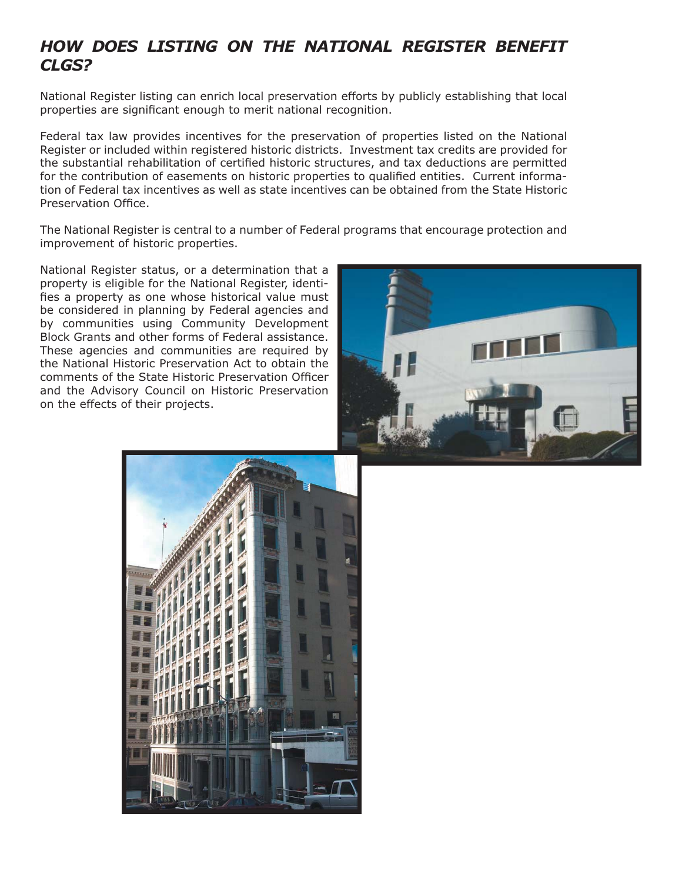## *HOW DOES LISTING ON THE NATIONAL REGISTER BENEFIT CLGS?*

National Register listing can enrich local preservation efforts by publicly establishing that local properties are significant enough to merit national recognition.

Federal tax law provides incentives for the preservation of properties listed on the National Register or included within registered historic districts. Investment tax credits are provided for the substantial rehabilitation of certified historic structures, and tax deductions are permitted for the contribution of easements on historic properties to qualified entities. Current information of Federal tax incentives as well as state incentives can be obtained from the State Historic Preservation Office.

The National Register is central to a number of Federal programs that encourage protection and improvement of historic properties.

National Register status, or a determination that a property is eligible for the National Register, identifies a property as one whose historical value must be considered in planning by Federal agencies and by communities using Community Development Block Grants and other forms of Federal assistance. These agencies and communities are required by the National Historic Preservation Act to obtain the comments of the State Historic Preservation Officer and the Advisory Council on Historic Preservation on the effects of their projects.